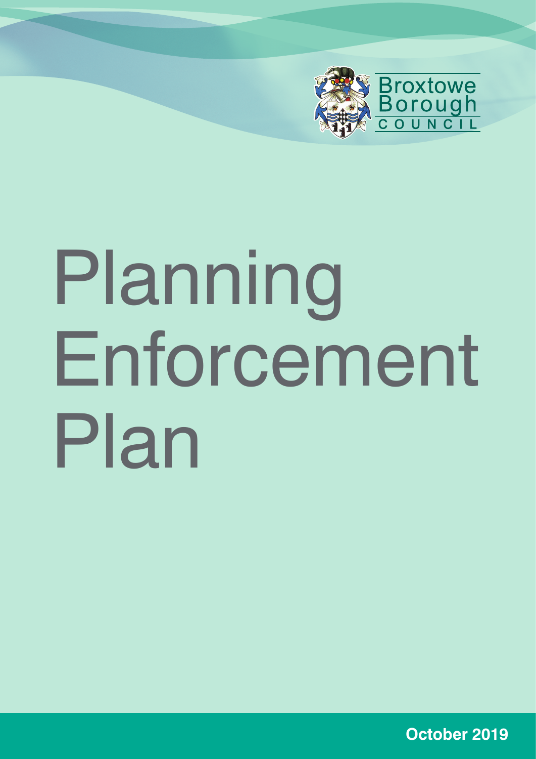Broxtowe Borough Council

# Planning Enforcement Plan

**October 2019**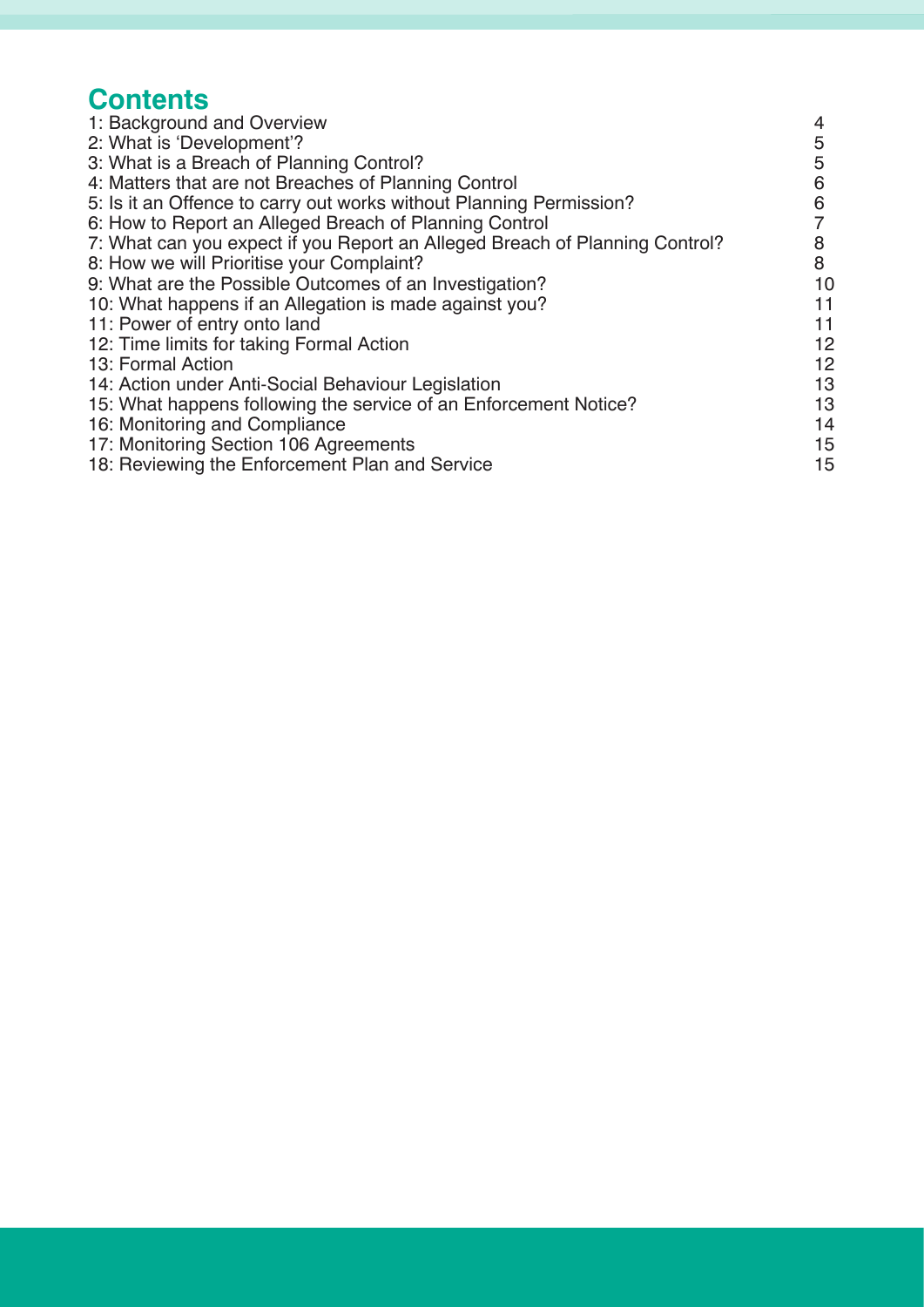# Contents

| | |
|---|---|
| 1: Background and Overview | 4 |
| 2: What is 'Development'? | 5 |
| 3: What is a Breach of Planning Control? | 5 |
| 4: Matters that are not Breaches of Planning Control | 6 |
| 5: Is it an Offence to carry out works without Planning Permission? | 6 |
| 6: How to Report an Alleged Breach of Planning Control | 7 |
| 7: What can you expect if you Report an Alleged Breach of Planning Control? | 8 |
| 8: How we will Prioritise your Complaint? | 8 |
| 9: What are the Possible Outcomes of an Investigation? | 10 |
| 10: What happens if an Allegation is made against you? | 11 |
| 11: Power of entry onto land | 11 |
| 12: Time limits for taking Formal Action | 12 |
| 13: Formal Action | 12 |
| 14: Action under Anti-Social Behaviour Legislation | 13 |
| 15: What happens following the service of an Enforcement Notice? | 13 |
| 16: Monitoring and Compliance | 14 |
| 17: Monitoring Section 106 Agreements | 15 |
| 18: Reviewing the Enforcement Plan and Service | 15 |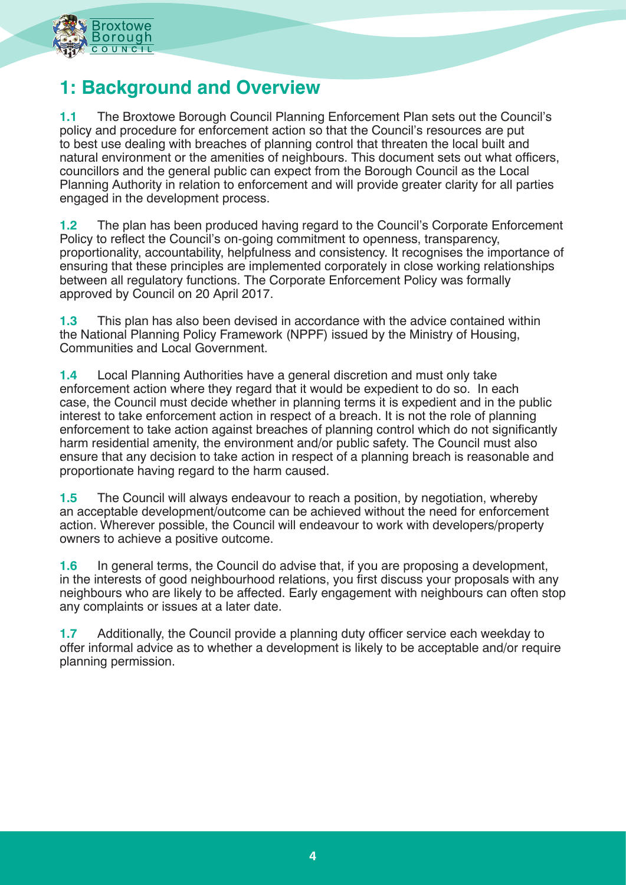# 1: Background and Overview

**1.1** The Broxtowe Borough Council Planning Enforcement Plan sets out the Council's policy and procedure for enforcement action so that the Council's resources are put to best use dealing with breaches of planning control that threaten the local built and natural environment or the amenities of neighbours. This document sets out what officers, councillors and the general public can expect from the Borough Council as the Local Planning Authority in relation to enforcement and will provide greater clarity for all parties engaged in the development process.

**1.2** The plan has been produced having regard to the Council's Corporate Enforcement Policy to reflect the Council's on-going commitment to openness, transparency, proportionality, accountability, helpfulness and consistency. It recognises the importance of ensuring that these principles are implemented corporately in close working relationships between all regulatory functions. The Corporate Enforcement Policy was formally approved by Council on 20 April 2017.

**1.3** This plan has also been devised in accordance with the advice contained within the National Planning Policy Framework (NPPF) issued by the Ministry of Housing, Communities and Local Government.

**1.4** Local Planning Authorities have a general discretion and must only take enforcement action where they regard that it would be expedient to do so. In each case, the Council must decide whether in planning terms it is expedient and in the public interest to take enforcement action in respect of a breach. It is not the role of planning enforcement to take action against breaches of planning control which do not significantly harm residential amenity, the environment and/or public safety. The Council must also ensure that any decision to take action in respect of a planning breach is reasonable and proportionate having regard to the harm caused.

**1.5** The Council will always endeavour to reach a position, by negotiation, whereby an acceptable development/outcome can be achieved without the need for enforcement action. Wherever possible, the Council will endeavour to work with developers/property owners to achieve a positive outcome.

**1.6** In general terms, the Council do advise that, if you are proposing a development, in the interests of good neighbourhood relations, you first discuss your proposals with any neighbours who are likely to be affected. Early engagement with neighbours can often stop any complaints or issues at a later date.

**1.7** Additionally, the Council provide a planning duty officer service each weekday to offer informal advice as to whether a development is likely to be acceptable and/or require planning permission.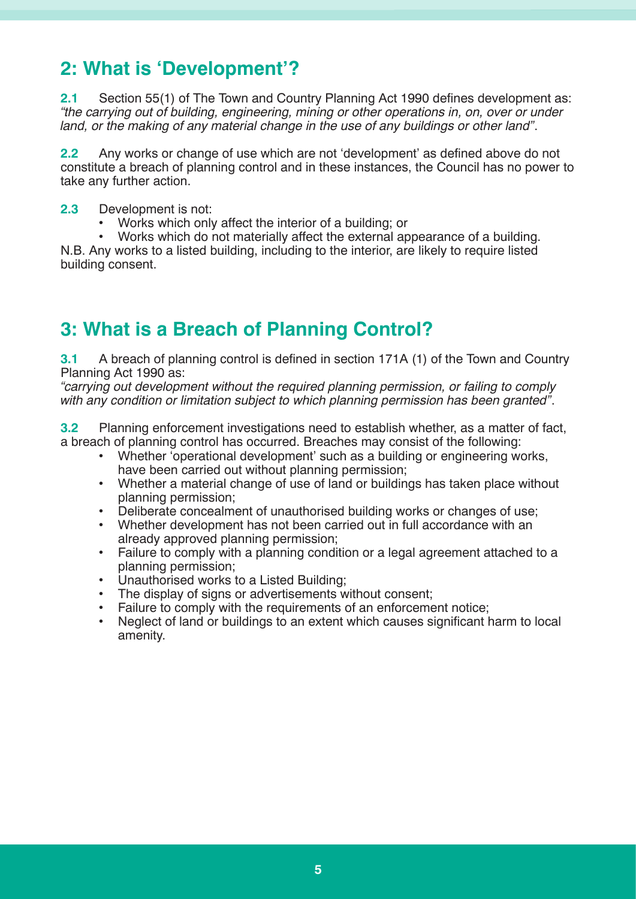## 2: What is 'Development'?

**2.1** Section 55(1) of The Town and Country Planning Act 1990 defines development as: *"the carrying out of building, engineering, mining or other operations in, on, over or under land, or the making of any material change in the use of any buildings or other land"*.

**2.2** Any works or change of use which are not 'development' as defined above do not constitute a breach of planning control and in these instances, the Council has no power to take any further action.

**2.3** Development is not:

- Works which only affect the interior of a building; or
- Works which do not materially affect the external appearance of a building.

N.B. Any works to a listed building, including to the interior, are likely to require listed building consent.

## 3: What is a Breach of Planning Control?

**3.1** A breach of planning control is defined in section 171A (1) of the Town and Country Planning Act 1990 as:
*"carrying out development without the required planning permission, or failing to comply with any condition or limitation subject to which planning permission has been granted"*.

**3.2** Planning enforcement investigations need to establish whether, as a matter of fact, a breach of planning control has occurred. Breaches may consist of the following:

- Whether 'operational development' such as a building or engineering works, have been carried out without planning permission;
- Whether a material change of use of land or buildings has taken place without planning permission;
- Deliberate concealment of unauthorised building works or changes of use;
- Whether development has not been carried out in full accordance with an already approved planning permission;
- Failure to comply with a planning condition or a legal agreement attached to a planning permission;
- Unauthorised works to a Listed Building;
- The display of signs or advertisements without consent;
- Failure to comply with the requirements of an enforcement notice;
- Neglect of land or buildings to an extent which causes significant harm to local amenity.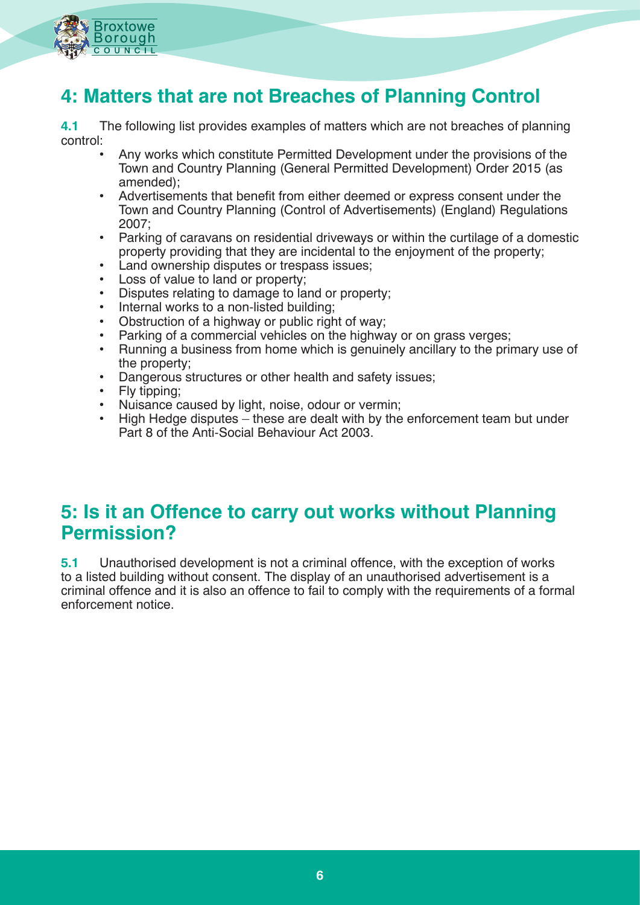## 4: Matters that are not Breaches of Planning Control

**4.1** The following list provides examples of matters which are not breaches of planning control:

- Any works which constitute Permitted Development under the provisions of the Town and Country Planning (General Permitted Development) Order 2015 (as amended);
- Advertisements that benefit from either deemed or express consent under the Town and Country Planning (Control of Advertisements) (England) Regulations 2007;
- Parking of caravans on residential driveways or within the curtilage of a domestic property providing that they are incidental to the enjoyment of the property;
- Land ownership disputes or trespass issues;
- Loss of value to land or property;
- Disputes relating to damage to land or property;
- Internal works to a non-listed building;
- Obstruction of a highway or public right of way;
- Parking of a commercial vehicles on the highway or on grass verges;
- Running a business from home which is genuinely ancillary to the primary use of the property;
- Dangerous structures or other health and safety issues;
- Fly tipping;
- Nuisance caused by light, noise, odour or vermin;
- High Hedge disputes – these are dealt with by the enforcement team but under Part 8 of the Anti-Social Behaviour Act 2003.

## 5: Is it an Offence to carry out works without Planning Permission?

**5.1** Unauthorised development is not a criminal offence, with the exception of works to a listed building without consent. The display of an unauthorised advertisement is a criminal offence and it is also an offence to fail to comply with the requirements of a formal enforcement notice.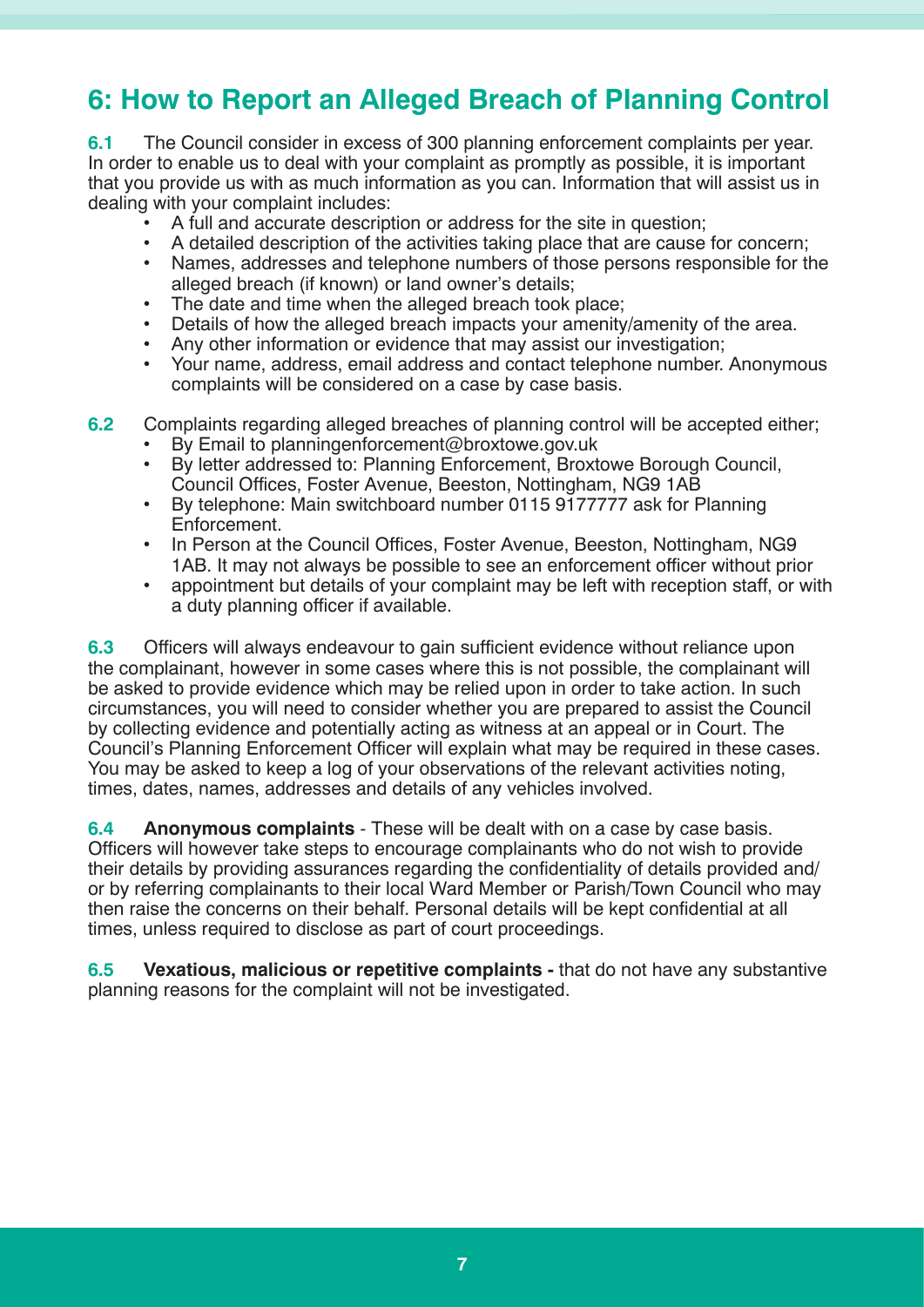## 6: How to Report an Alleged Breach of Planning Control

**6.1** The Council consider in excess of 300 planning enforcement complaints per year. In order to enable us to deal with your complaint as promptly as possible, it is important that you provide us with as much information as you can. Information that will assist us in dealing with your complaint includes:

- A full and accurate description or address for the site in question;
- A detailed description of the activities taking place that are cause for concern;
- Names, addresses and telephone numbers of those persons responsible for the alleged breach (if known) or land owner's details;
- The date and time when the alleged breach took place;
- Details of how the alleged breach impacts your amenity/amenity of the area.
- Any other information or evidence that may assist our investigation;
- Your name, address, email address and contact telephone number. Anonymous complaints will be considered on a case by case basis.

**6.2** Complaints regarding alleged breaches of planning control will be accepted either;

- By Email to planningenforcement@broxtowe.gov.uk
- By letter addressed to: Planning Enforcement, Broxtowe Borough Council, Council Offices, Foster Avenue, Beeston, Nottingham, NG9 1AB
- By telephone: Main switchboard number 0115 9177777 ask for Planning Enforcement.
- In Person at the Council Offices, Foster Avenue, Beeston, Nottingham, NG9 1AB. It may not always be possible to see an enforcement officer without prior
- appointment but details of your complaint may be left with reception staff, or with a duty planning officer if available.

**6.3** Officers will always endeavour to gain sufficient evidence without reliance upon the complainant, however in some cases where this is not possible, the complainant will be asked to provide evidence which may be relied upon in order to take action. In such circumstances, you will need to consider whether you are prepared to assist the Council by collecting evidence and potentially acting as witness at an appeal or in Court. The Council's Planning Enforcement Officer will explain what may be required in these cases. You may be asked to keep a log of your observations of the relevant activities noting, times, dates, names, addresses and details of any vehicles involved.

**6.4** **Anonymous complaints** - These will be dealt with on a case by case basis. Officers will however take steps to encourage complainants who do not wish to provide their details by providing assurances regarding the confidentiality of details provided and/or by referring complainants to their local Ward Member or Parish/Town Council who may then raise the concerns on their behalf. Personal details will be kept confidential at all times, unless required to disclose as part of court proceedings.

**6.5** **Vexatious, malicious or repetitive complaints -** that do not have any substantive planning reasons for the complaint will not be investigated.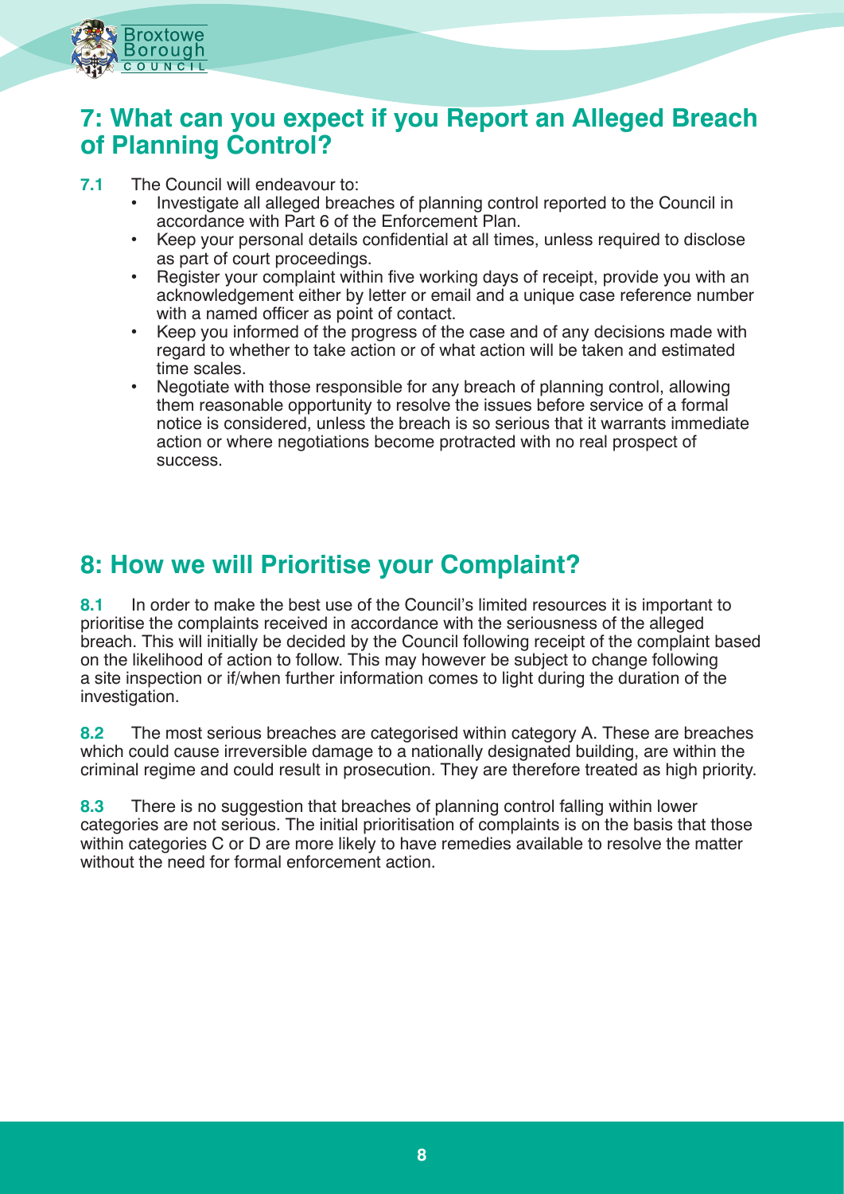## 7: What can you expect if you Report an Alleged Breach of Planning Control?

**7.1** The Council will endeavour to:

- Investigate all alleged breaches of planning control reported to the Council in accordance with Part 6 of the Enforcement Plan.
- Keep your personal details confidential at all times, unless required to disclose as part of court proceedings.
- Register your complaint within five working days of receipt, provide you with an acknowledgement either by letter or email and a unique case reference number with a named officer as point of contact.
- Keep you informed of the progress of the case and of any decisions made with regard to whether to take action or of what action will be taken and estimated time scales.
- Negotiate with those responsible for any breach of planning control, allowing them reasonable opportunity to resolve the issues before service of a formal notice is considered, unless the breach is so serious that it warrants immediate action or where negotiations become protracted with no real prospect of success.

## 8: How we will Prioritise your Complaint?

**8.1** In order to make the best use of the Council's limited resources it is important to prioritise the complaints received in accordance with the seriousness of the alleged breach. This will initially be decided by the Council following receipt of the complaint based on the likelihood of action to follow. This may however be subject to change following a site inspection or if/when further information comes to light during the duration of the investigation.

**8.2** The most serious breaches are categorised within category A. These are breaches which could cause irreversible damage to a nationally designated building, are within the criminal regime and could result in prosecution. They are therefore treated as high priority.

**8.3** There is no suggestion that breaches of planning control falling within lower categories are not serious. The initial prioritisation of complaints is on the basis that those within categories C or D are more likely to have remedies available to resolve the matter without the need for formal enforcement action.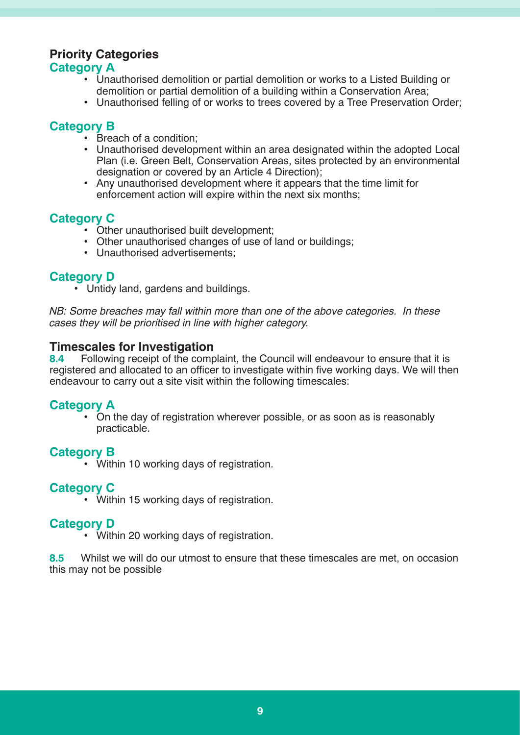## Priority Categories

### Category A

- Unauthorised demolition or partial demolition or works to a Listed Building or demolition or partial demolition of a building within a Conservation Area;
- Unauthorised felling of or works to trees covered by a Tree Preservation Order;

### Category B

- Breach of a condition;
- Unauthorised development within an area designated within the adopted Local Plan (i.e. Green Belt, Conservation Areas, sites protected by an environmental designation or covered by an Article 4 Direction);
- Any unauthorised development where it appears that the time limit for enforcement action will expire within the next six months;

### Category C

- Other unauthorised built development;
- Other unauthorised changes of use of land or buildings;
- Unauthorised advertisements;

### Category D

- Untidy land, gardens and buildings.

*NB: Some breaches may fall within more than one of the above categories. In these cases they will be prioritised in line with higher category.*

## Timescales for Investigation

**8.4** Following receipt of the complaint, the Council will endeavour to ensure that it is registered and allocated to an officer to investigate within five working days. We will then endeavour to carry out a site visit within the following timescales:

### Category A

- On the day of registration wherever possible, or as soon as is reasonably practicable.

### Category B

- Within 10 working days of registration.

### Category C

- Within 15 working days of registration.

### Category D

- Within 20 working days of registration.

**8.5** Whilst we will do our utmost to ensure that these timescales are met, on occasion this may not be possible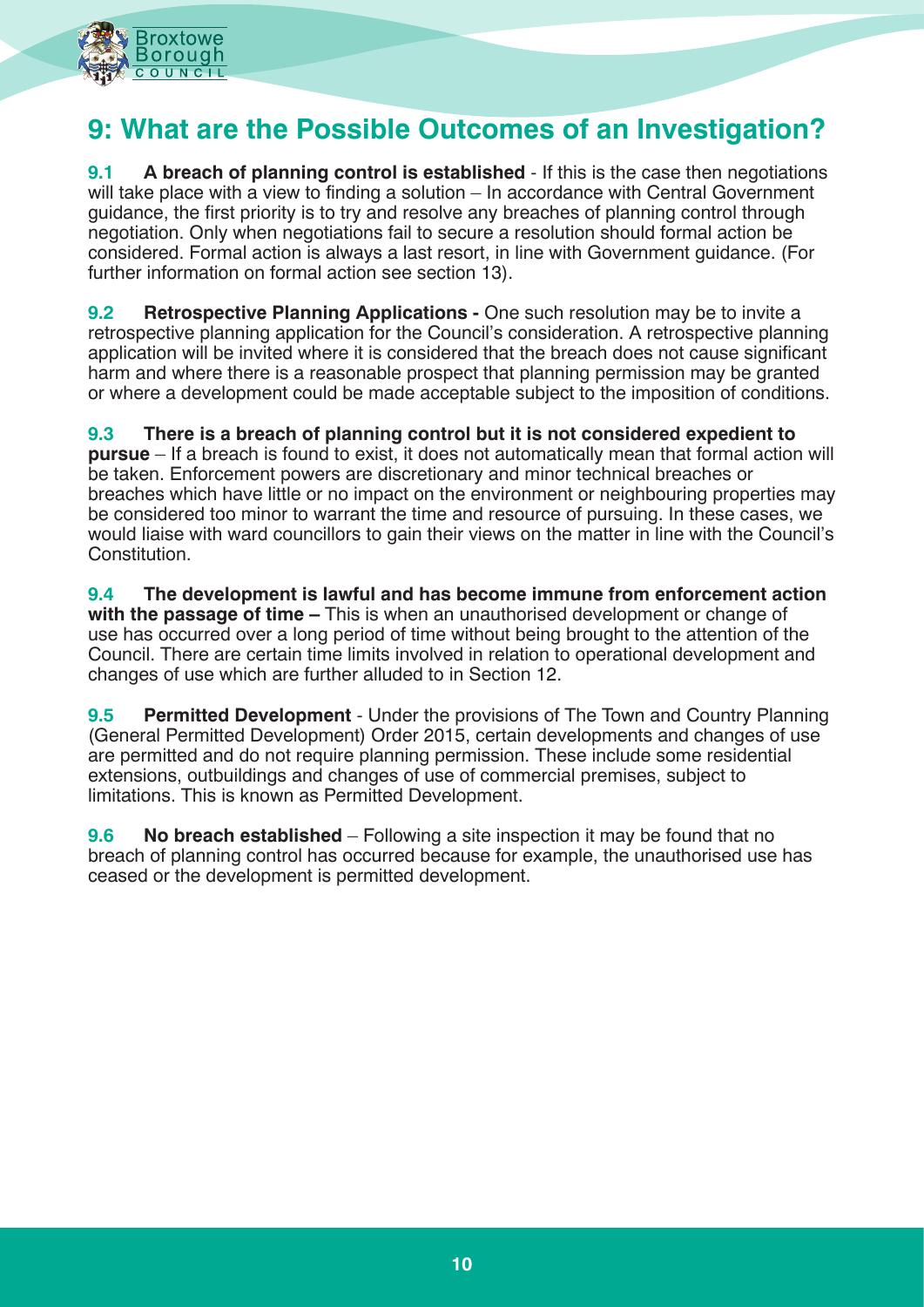## 9: What are the Possible Outcomes of an Investigation?

**9.1 A breach of planning control is established** - If this is the case then negotiations will take place with a view to finding a solution – In accordance with Central Government guidance, the first priority is to try and resolve any breaches of planning control through negotiation. Only when negotiations fail to secure a resolution should formal action be considered. Formal action is always a last resort, in line with Government guidance. (For further information on formal action see section 13).

**9.2 Retrospective Planning Applications -** One such resolution may be to invite a retrospective planning application for the Council's consideration. A retrospective planning application will be invited where it is considered that the breach does not cause significant harm and where there is a reasonable prospect that planning permission may be granted or where a development could be made acceptable subject to the imposition of conditions.

**9.3 There is a breach of planning control but it is not considered expedient to pursue** – If a breach is found to exist, it does not automatically mean that formal action will be taken. Enforcement powers are discretionary and minor technical breaches or breaches which have little or no impact on the environment or neighbouring properties may be considered too minor to warrant the time and resource of pursuing. In these cases, we would liaise with ward councillors to gain their views on the matter in line with the Council's Constitution.

**9.4 The development is lawful and has become immune from enforcement action with the passage of time –** This is when an unauthorised development or change of use has occurred over a long period of time without being brought to the attention of the Council. There are certain time limits involved in relation to operational development and changes of use which are further alluded to in Section 12.

**9.5 Permitted Development** - Under the provisions of The Town and Country Planning (General Permitted Development) Order 2015, certain developments and changes of use are permitted and do not require planning permission. These include some residential extensions, outbuildings and changes of use of commercial premises, subject to limitations. This is known as Permitted Development.

**9.6 No breach established** – Following a site inspection it may be found that no breach of planning control has occurred because for example, the unauthorised use has ceased or the development is permitted development.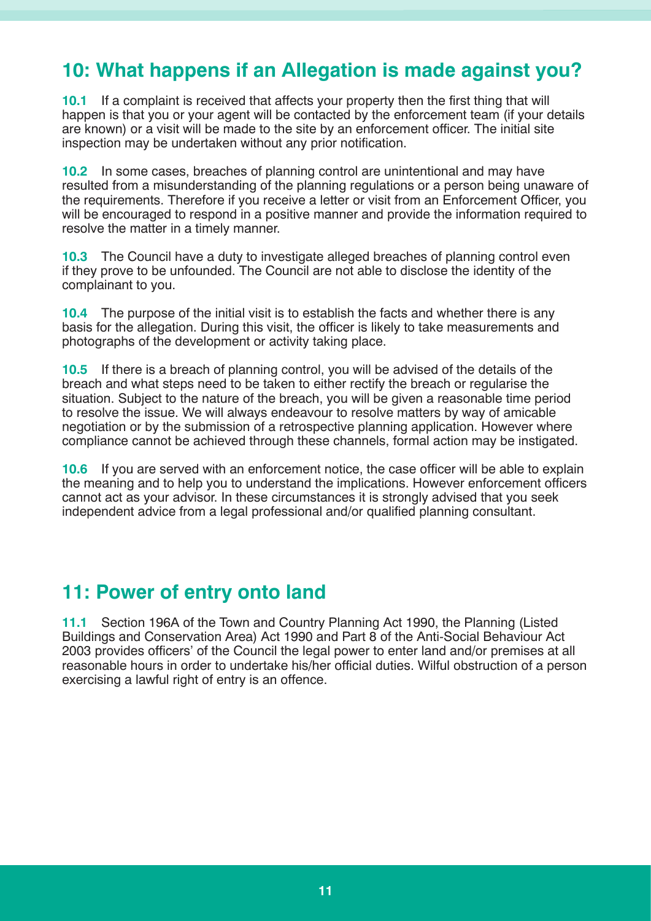## 10: What happens if an Allegation is made against you?

**10.1** If a complaint is received that affects your property then the first thing that will happen is that you or your agent will be contacted by the enforcement team (if your details are known) or a visit will be made to the site by an enforcement officer. The initial site inspection may be undertaken without any prior notification.

**10.2** In some cases, breaches of planning control are unintentional and may have resulted from a misunderstanding of the planning regulations or a person being unaware of the requirements. Therefore if you receive a letter or visit from an Enforcement Officer, you will be encouraged to respond in a positive manner and provide the information required to resolve the matter in a timely manner.

**10.3** The Council have a duty to investigate alleged breaches of planning control even if they prove to be unfounded. The Council are not able to disclose the identity of the complainant to you.

**10.4** The purpose of the initial visit is to establish the facts and whether there is any basis for the allegation. During this visit, the officer is likely to take measurements and photographs of the development or activity taking place.

**10.5** If there is a breach of planning control, you will be advised of the details of the breach and what steps need to be taken to either rectify the breach or regularise the situation. Subject to the nature of the breach, you will be given a reasonable time period to resolve the issue. We will always endeavour to resolve matters by way of amicable negotiation or by the submission of a retrospective planning application. However where compliance cannot be achieved through these channels, formal action may be instigated.

**10.6** If you are served with an enforcement notice, the case officer will be able to explain the meaning and to help you to understand the implications. However enforcement officers cannot act as your advisor. In these circumstances it is strongly advised that you seek independent advice from a legal professional and/or qualified planning consultant.

## 11: Power of entry onto land

**11.1** Section 196A of the Town and Country Planning Act 1990, the Planning (Listed Buildings and Conservation Area) Act 1990 and Part 8 of the Anti-Social Behaviour Act 2003 provides officers' of the Council the legal power to enter land and/or premises at all reasonable hours in order to undertake his/her official duties. Wilful obstruction of a person exercising a lawful right of entry is an offence.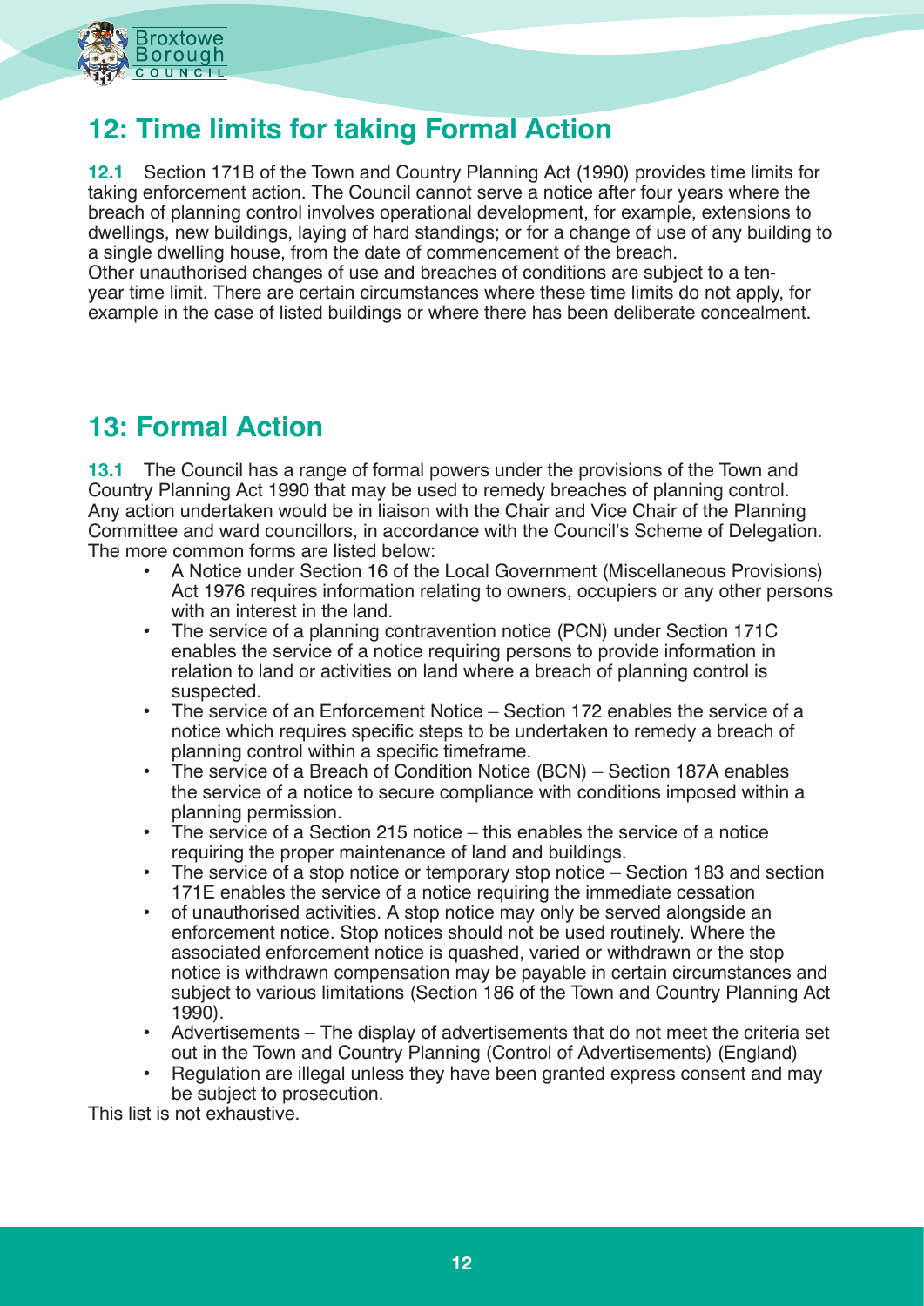## 12: Time limits for taking Formal Action

**12.1** Section 171B of the Town and Country Planning Act (1990) provides time limits for taking enforcement action. The Council cannot serve a notice after four years where the breach of planning control involves operational development, for example, extensions to dwellings, new buildings, laying of hard standings; or for a change of use of any building to a single dwelling house, from the date of commencement of the breach.
Other unauthorised changes of use and breaches of conditions are subject to a ten-year time limit. There are certain circumstances where these time limits do not apply, for example in the case of listed buildings or where there has been deliberate concealment.

## 13: Formal Action

**13.1** The Council has a range of formal powers under the provisions of the Town and Country Planning Act 1990 that may be used to remedy breaches of planning control. Any action undertaken would be in liaison with the Chair and Vice Chair of the Planning Committee and ward councillors, in accordance with the Council's Scheme of Delegation. The more common forms are listed below:

- A Notice under Section 16 of the Local Government (Miscellaneous Provisions) Act 1976 requires information relating to owners, occupiers or any other persons with an interest in the land.
- The service of a planning contravention notice (PCN) under Section 171C enables the service of a notice requiring persons to provide information in relation to land or activities on land where a breach of planning control is suspected.
- The service of an Enforcement Notice – Section 172 enables the service of a notice which requires specific steps to be undertaken to remedy a breach of planning control within a specific timeframe.
- The service of a Breach of Condition Notice (BCN) – Section 187A enables the service of a notice to secure compliance with conditions imposed within a planning permission.
- The service of a Section 215 notice – this enables the service of a notice requiring the proper maintenance of land and buildings.
- The service of a stop notice or temporary stop notice – Section 183 and section 171E enables the service of a notice requiring the immediate cessation
- of unauthorised activities. A stop notice may only be served alongside an enforcement notice. Stop notices should not be used routinely. Where the associated enforcement notice is quashed, varied or withdrawn or the stop notice is withdrawn compensation may be payable in certain circumstances and subject to various limitations (Section 186 of the Town and Country Planning Act 1990).
- Advertisements – The display of advertisements that do not meet the criteria set out in the Town and Country Planning (Control of Advertisements) (England)
- Regulation are illegal unless they have been granted express consent and may be subject to prosecution.

This list is not exhaustive.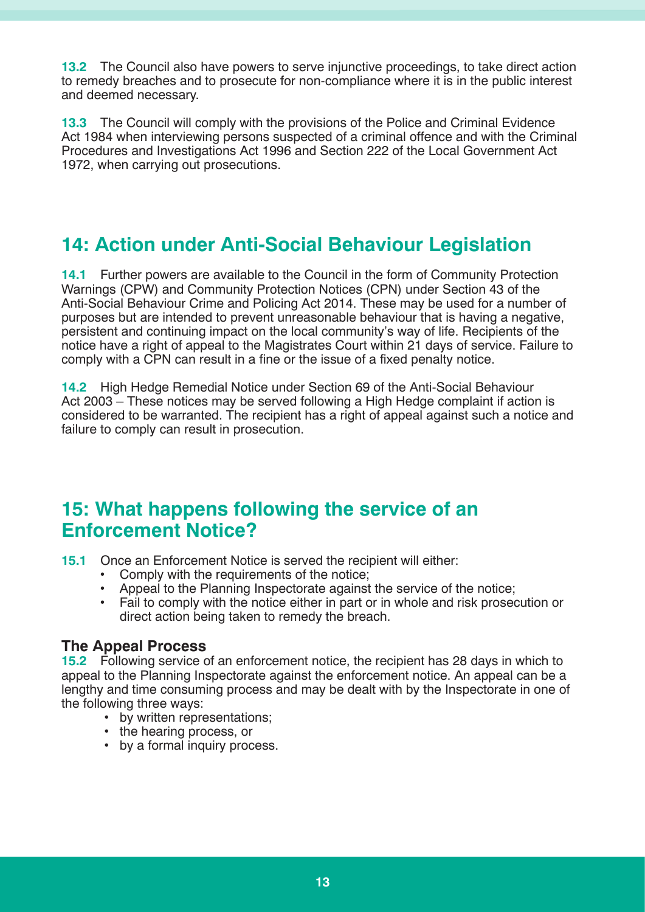**13.2** The Council also have powers to serve injunctive proceedings, to take direct action to remedy breaches and to prosecute for non-compliance where it is in the public interest and deemed necessary.

**13.3** The Council will comply with the provisions of the Police and Criminal Evidence Act 1984 when interviewing persons suspected of a criminal offence and with the Criminal Procedures and Investigations Act 1996 and Section 222 of the Local Government Act 1972, when carrying out prosecutions.

## 14: Action under Anti-Social Behaviour Legislation

**14.1** Further powers are available to the Council in the form of Community Protection Warnings (CPW) and Community Protection Notices (CPN) under Section 43 of the Anti-Social Behaviour Crime and Policing Act 2014. These may be used for a number of purposes but are intended to prevent unreasonable behaviour that is having a negative, persistent and continuing impact on the local community's way of life. Recipients of the notice have a right of appeal to the Magistrates Court within 21 days of service. Failure to comply with a CPN can result in a fine or the issue of a fixed penalty notice.

**14.2** High Hedge Remedial Notice under Section 69 of the Anti-Social Behaviour Act 2003 – These notices may be served following a High Hedge complaint if action is considered to be warranted. The recipient has a right of appeal against such a notice and failure to comply can result in prosecution.

## 15: What happens following the service of an Enforcement Notice?

**15.1** Once an Enforcement Notice is served the recipient will either:

- Comply with the requirements of the notice;
- Appeal to the Planning Inspectorate against the service of the notice;
- Fail to comply with the notice either in part or in whole and risk prosecution or direct action being taken to remedy the breach.

### The Appeal Process

**15.2** Following service of an enforcement notice, the recipient has 28 days in which to appeal to the Planning Inspectorate against the enforcement notice. An appeal can be a lengthy and time consuming process and may be dealt with by the Inspectorate in one of the following three ways:

- by written representations;
- the hearing process, or
- by a formal inquiry process.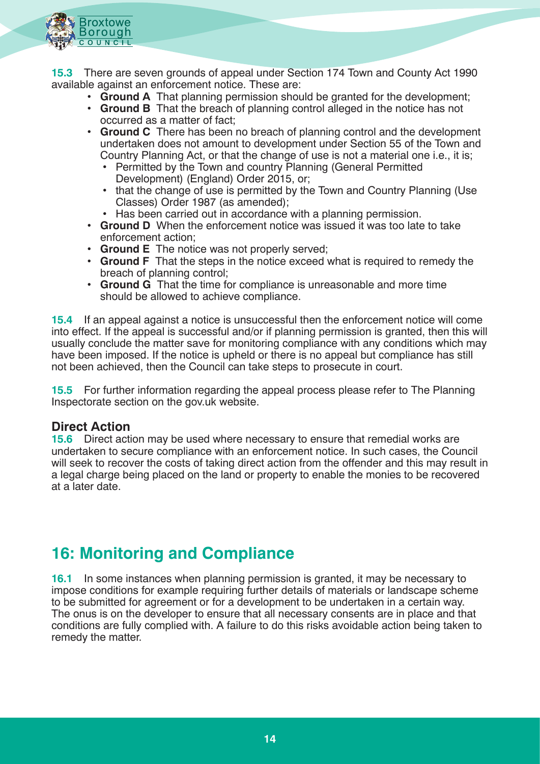**15.3** There are seven grounds of appeal under Section 174 Town and County Act 1990 available against an enforcement notice. These are:

- **Ground A** That planning permission should be granted for the development;
- **Ground B** That the breach of planning control alleged in the notice has not occurred as a matter of fact;
- **Ground C** There has been no breach of planning control and the development undertaken does not amount to development under Section 55 of the Town and Country Planning Act, or that the change of use is not a material one i.e., it is;
  - Permitted by the Town and country Planning (General Permitted Development) (England) Order 2015, or;
  - that the change of use is permitted by the Town and Country Planning (Use Classes) Order 1987 (as amended);
  - Has been carried out in accordance with a planning permission.
- **Ground D** When the enforcement notice was issued it was too late to take enforcement action;
- **Ground E** The notice was not properly served;
- **Ground F** That the steps in the notice exceed what is required to remedy the breach of planning control;
- **Ground G** That the time for compliance is unreasonable and more time should be allowed to achieve compliance.

**15.4** If an appeal against a notice is unsuccessful then the enforcement notice will come into effect. If the appeal is successful and/or if planning permission is granted, then this will usually conclude the matter save for monitoring compliance with any conditions which may have been imposed. If the notice is upheld or there is no appeal but compliance has still not been achieved, then the Council can take steps to prosecute in court.

**15.5** For further information regarding the appeal process please refer to The Planning Inspectorate section on the gov.uk website.

### Direct Action

**15.6** Direct action may be used where necessary to ensure that remedial works are undertaken to secure compliance with an enforcement notice. In such cases, the Council will seek to recover the costs of taking direct action from the offender and this may result in a legal charge being placed on the land or property to enable the monies to be recovered at a later date.

## 16: Monitoring and Compliance

**16.1** In some instances when planning permission is granted, it may be necessary to impose conditions for example requiring further details of materials or landscape scheme to be submitted for agreement or for a development to be undertaken in a certain way. The onus is on the developer to ensure that all necessary consents are in place and that conditions are fully complied with. A failure to do this risks avoidable action being taken to remedy the matter.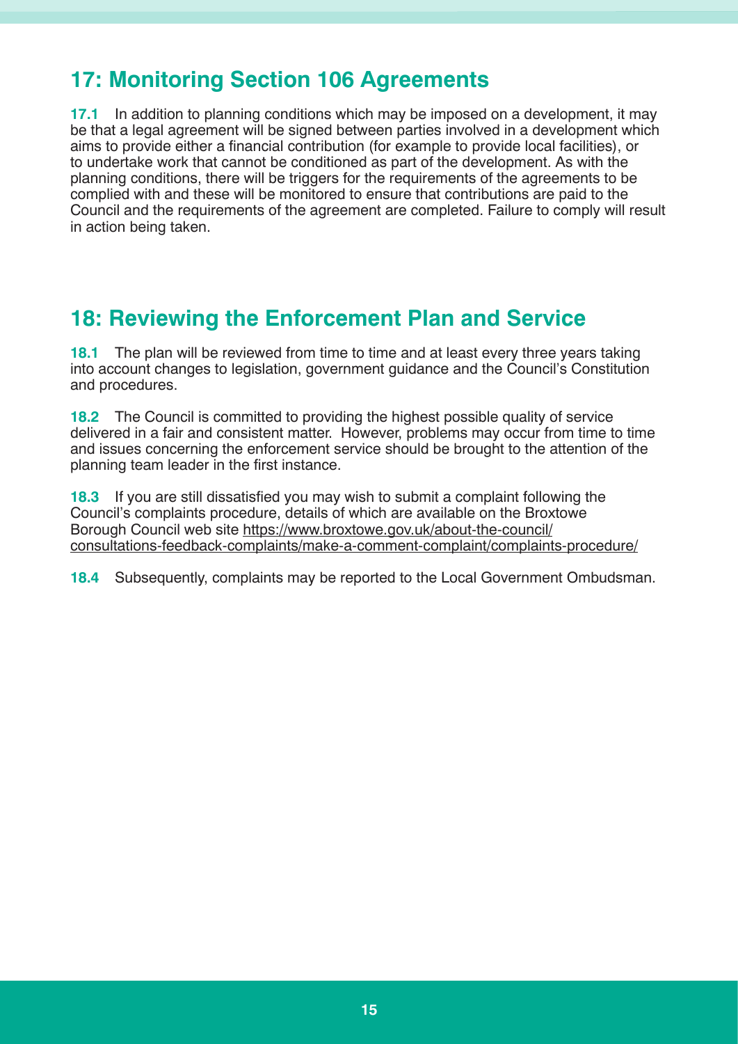## 17: Monitoring Section 106 Agreements

**17.1** In addition to planning conditions which may be imposed on a development, it may be that a legal agreement will be signed between parties involved in a development which aims to provide either a financial contribution (for example to provide local facilities), or to undertake work that cannot be conditioned as part of the development. As with the planning conditions, there will be triggers for the requirements of the agreements to be complied with and these will be monitored to ensure that contributions are paid to the Council and the requirements of the agreement are completed. Failure to comply will result in action being taken.

## 18: Reviewing the Enforcement Plan and Service

**18.1** The plan will be reviewed from time to time and at least every three years taking into account changes to legislation, government guidance and the Council's Constitution and procedures.

**18.2** The Council is committed to providing the highest possible quality of service delivered in a fair and consistent matter. However, problems may occur from time to time and issues concerning the enforcement service should be brought to the attention of the planning team leader in the first instance.

**18.3** If you are still dissatisfied you may wish to submit a complaint following the Council's complaints procedure, details of which are available on the Broxtowe Borough Council web site https://www.broxtowe.gov.uk/about-the-council/consultations-feedback-complaints/make-a-comment-complaint/complaints-procedure/

**18.4** Subsequently, complaints may be reported to the Local Government Ombudsman.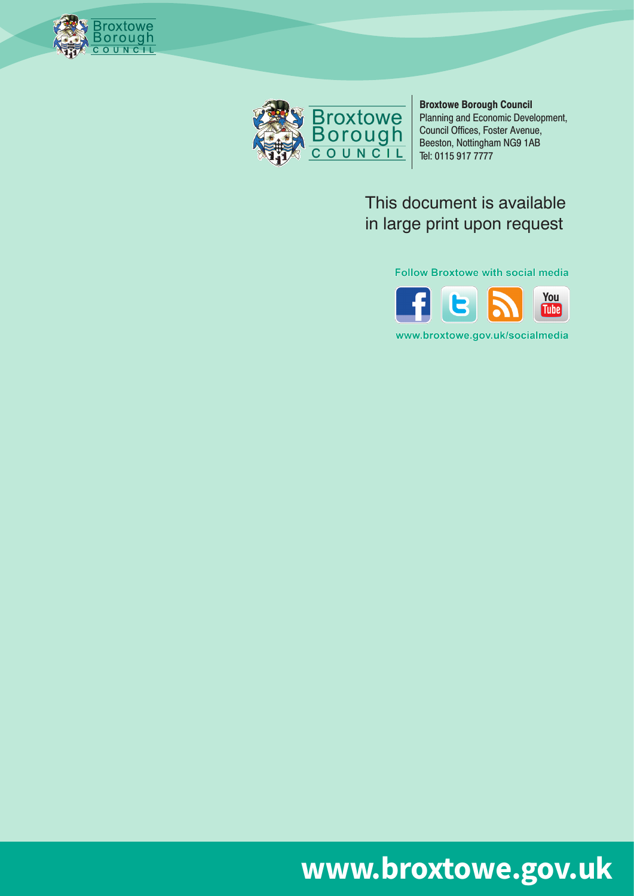**Broxtowe Borough Council**
Planning and Economic Development,
Council Offices, Foster Avenue,
Beeston, Nottingham NG9 1AB
Tel: 0115 917 7777

This document is available in large print upon request

Follow Broxtowe with social media

www.broxtowe.gov.uk/socialmedia

**www.broxtowe.gov.uk**